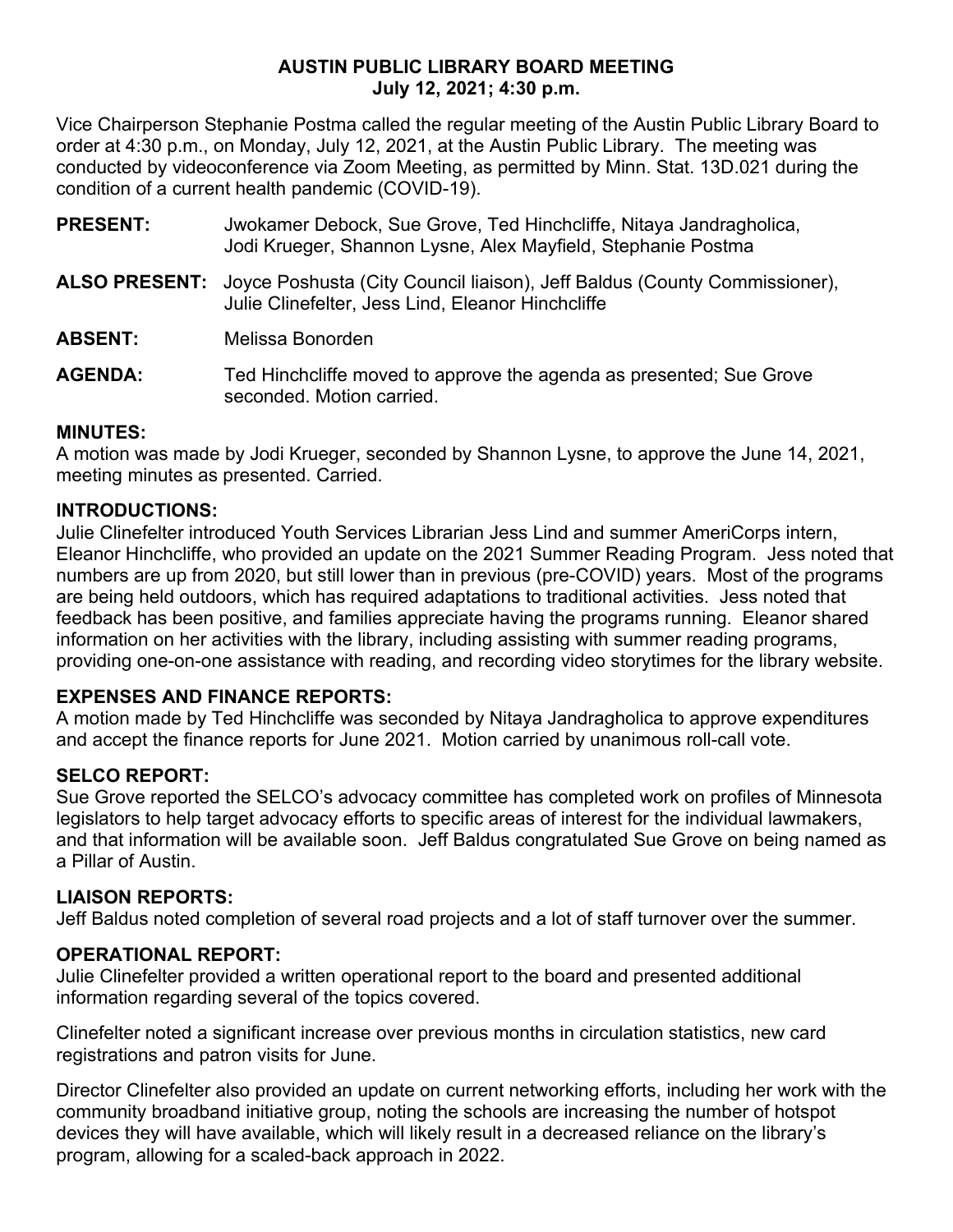# AUSTIN PUBLIC LIBRARY BOARD MEETING
## July 12, 2021; 4:30 p.m.

Vice Chairperson Stephanie Postma called the regular meeting of the Austin Public Library Board to order at 4:30 p.m., on Monday, July 12, 2021, at the Austin Public Library. The meeting was conducted by videoconference via Zoom Meeting, as permitted by Minn. Stat. 13D.021 during the condition of a current health pandemic (COVID-19).

**PRESENT:** Jwokamer Debock, Sue Grove, Ted Hinchcliffe, Nitaya Jandragholica, Jodi Krueger, Shannon Lysne, Alex Mayfield, Stephanie Postma

**ALSO PRESENT:** Joyce Poshusta (City Council liaison), Jeff Baldus (County Commissioner), Julie Clinefelter, Jess Lind, Eleanor Hinchcliffe

**ABSENT:** Melissa Bonorden

**AGENDA:** Ted Hinchcliffe moved to approve the agenda as presented; Sue Grove seconded. Motion carried.

**MINUTES:**
A motion was made by Jodi Krueger, seconded by Shannon Lysne, to approve the June 14, 2021, meeting minutes as presented. Carried.

**INTRODUCTIONS:**
Julie Clinefelter introduced Youth Services Librarian Jess Lind and summer AmeriCorps intern, Eleanor Hinchcliffe, who provided an update on the 2021 Summer Reading Program. Jess noted that numbers are up from 2020, but still lower than in previous (pre-COVID) years. Most of the programs are being held outdoors, which has required adaptations to traditional activities. Jess noted that feedback has been positive, and families appreciate having the programs running. Eleanor shared information on her activities with the library, including assisting with summer reading programs, providing one-on-one assistance with reading, and recording video storytimes for the library website.

**EXPENSES AND FINANCE REPORTS:**
A motion made by Ted Hinchcliffe was seconded by Nitaya Jandragholica to approve expenditures and accept the finance reports for June 2021. Motion carried by unanimous roll-call vote.

**SELCO REPORT:**
Sue Grove reported the SELCO's advocacy committee has completed work on profiles of Minnesota legislators to help target advocacy efforts to specific areas of interest for the individual lawmakers, and that information will be available soon. Jeff Baldus congratulated Sue Grove on being named as a Pillar of Austin.

**LIAISON REPORTS:**
Jeff Baldus noted completion of several road projects and a lot of staff turnover over the summer.

**OPERATIONAL REPORT:**
Julie Clinefelter provided a written operational report to the board and presented additional information regarding several of the topics covered.

Clinefelter noted a significant increase over previous months in circulation statistics, new card registrations and patron visits for June.

Director Clinefelter also provided an update on current networking efforts, including her work with the community broadband initiative group, noting the schools are increasing the number of hotspot devices they will have available, which will likely result in a decreased reliance on the library's program, allowing for a scaled-back approach in 2022.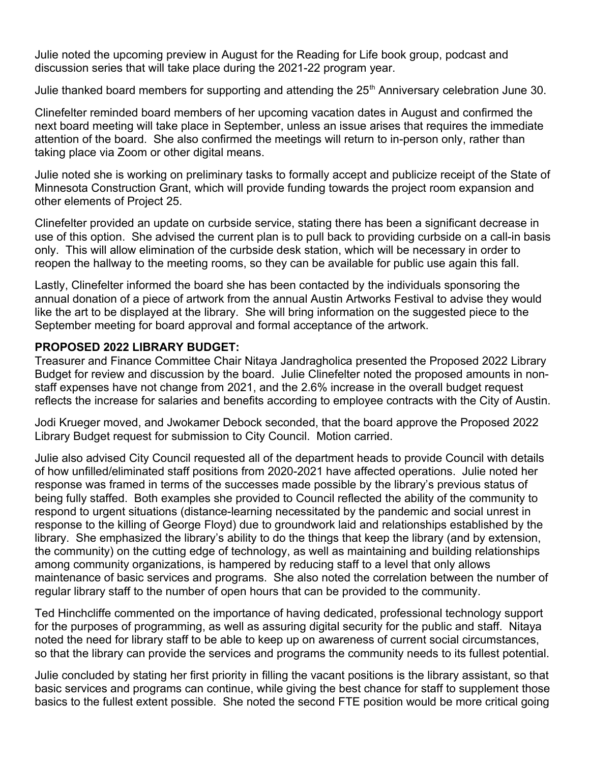Julie noted the upcoming preview in August for the Reading for Life book group, podcast and discussion series that will take place during the 2021-22 program year.

Julie thanked board members for supporting and attending the 25th Anniversary celebration June 30.

Clinefelter reminded board members of her upcoming vacation dates in August and confirmed the next board meeting will take place in September, unless an issue arises that requires the immediate attention of the board. She also confirmed the meetings will return to in-person only, rather than taking place via Zoom or other digital means.

Julie noted she is working on preliminary tasks to formally accept and publicize receipt of the State of Minnesota Construction Grant, which will provide funding towards the project room expansion and other elements of Project 25.

Clinefelter provided an update on curbside service, stating there has been a significant decrease in use of this option. She advised the current plan is to pull back to providing curbside on a call-in basis only. This will allow elimination of the curbside desk station, which will be necessary in order to reopen the hallway to the meeting rooms, so they can be available for public use again this fall.

Lastly, Clinefelter informed the board she has been contacted by the individuals sponsoring the annual donation of a piece of artwork from the annual Austin Artworks Festival to advise they would like the art to be displayed at the library. She will bring information on the suggested piece to the September meeting for board approval and formal acceptance of the artwork.

**PROPOSED 2022 LIBRARY BUDGET:**

Treasurer and Finance Committee Chair Nitaya Jandragholica presented the Proposed 2022 Library Budget for review and discussion by the board. Julie Clinefelter noted the proposed amounts in non-staff expenses have not change from 2021, and the 2.6% increase in the overall budget request reflects the increase for salaries and benefits according to employee contracts with the City of Austin.

Jodi Krueger moved, and Jwokamer Debock seconded, that the board approve the Proposed 2022 Library Budget request for submission to City Council. Motion carried.

Julie also advised City Council requested all of the department heads to provide Council with details of how unfilled/eliminated staff positions from 2020-2021 have affected operations. Julie noted her response was framed in terms of the successes made possible by the library's previous status of being fully staffed. Both examples she provided to Council reflected the ability of the community to respond to urgent situations (distance-learning necessitated by the pandemic and social unrest in response to the killing of George Floyd) due to groundwork laid and relationships established by the library. She emphasized the library's ability to do the things that keep the library (and by extension, the community) on the cutting edge of technology, as well as maintaining and building relationships among community organizations, is hampered by reducing staff to a level that only allows maintenance of basic services and programs. She also noted the correlation between the number of regular library staff to the number of open hours that can be provided to the community.

Ted Hinchcliffe commented on the importance of having dedicated, professional technology support for the purposes of programming, as well as assuring digital security for the public and staff. Nitaya noted the need for library staff to be able to keep up on awareness of current social circumstances, so that the library can provide the services and programs the community needs to its fullest potential.

Julie concluded by stating her first priority in filling the vacant positions is the library assistant, so that basic services and programs can continue, while giving the best chance for staff to supplement those basics to the fullest extent possible. She noted the second FTE position would be more critical going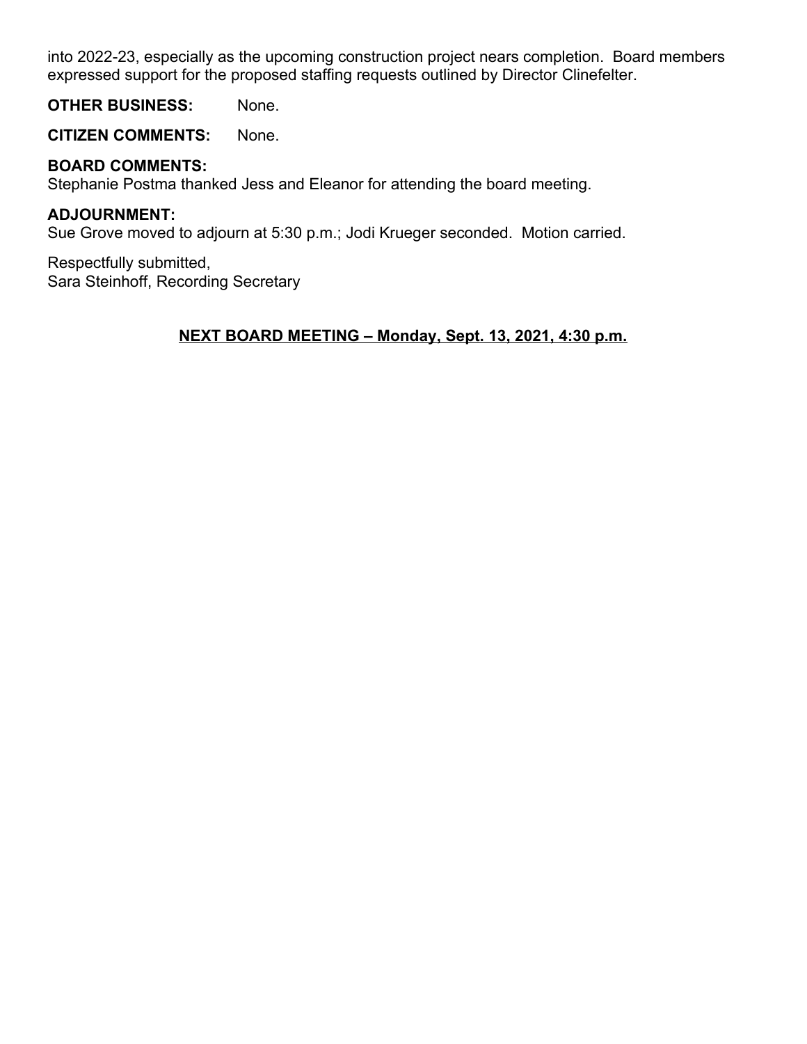into 2022-23, especially as the upcoming construction project nears completion. Board members expressed support for the proposed staffing requests outlined by Director Clinefelter.

**OTHER BUSINESS:** None.

**CITIZEN COMMENTS:** None.

**BOARD COMMENTS:**
Stephanie Postma thanked Jess and Eleanor for attending the board meeting.

**ADJOURNMENT:**
Sue Grove moved to adjourn at 5:30 p.m.; Jodi Krueger seconded. Motion carried.

Respectfully submitted,
Sara Steinhoff, Recording Secretary

**NEXT BOARD MEETING – Monday, Sept. 13, 2021, 4:30 p.m.**